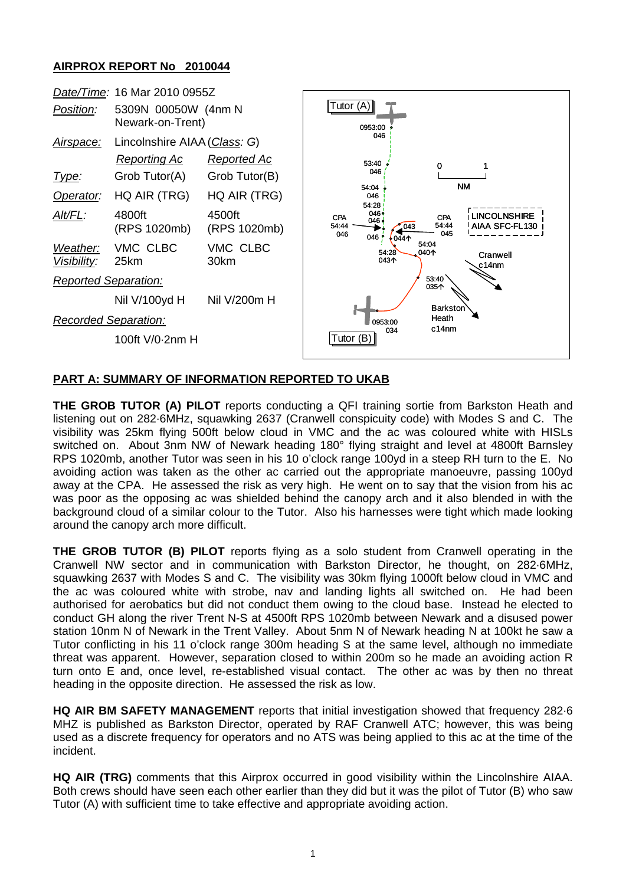## AIRPROX REPORT No 2010044

| | | |
|---|---|---|
| *Date/Time*: | 16 Mar 2010 0955Z | |
| *Position*: | 5309N 00050W (4nm N Newark-on-Trent) | |
| *Airspace*: | Lincolnshire AIAA (*Class*: G) | |
| | *Reporting Ac* | *Reported Ac* |
| *Type*: | Grob Tutor(A) | Grob Tutor(B) |
| *Operator*: | HQ AIR (TRG) | HQ AIR (TRG) |
| *Alt/FL*: | 4800ft (RPS 1020mb) | 4500ft (RPS 1020mb) |
| *Weather*: | VMC CLBC | VMC CLBC |
| *Visibility*: | 25km | 30km |
| *Reported Separation*: | | |
| | Nil V/100yd H | Nil V/200m H |
| *Recorded Separation*: | | |
| | 100ft V/0·2nm H | |

### PART A: SUMMARY OF INFORMATION REPORTED TO UKAB

**THE GROB TUTOR (A) PILOT** reports conducting a QFI training sortie from Barkston Heath and listening out on 282·6MHz, squawking 2637 (Cranwell conspicuity code) with Modes S and C. The visibility was 25km flying 500ft below cloud in VMC and the ac was coloured white with HISLs switched on. About 3nm NW of Newark heading 180° flying straight and level at 4800ft Barnsley RPS 1020mb, another Tutor was seen in his 10 o'clock range 100yd in a steep RH turn to the E. No avoiding action was taken as the other ac carried out the appropriate manoeuvre, passing 100yd away at the CPA. He assessed the risk as very high. He went on to say that the vision from his ac was poor as the opposing ac was shielded behind the canopy arch and it also blended in with the background cloud of a similar colour to the Tutor. Also his harnesses were tight which made looking around the canopy arch more difficult.

**THE GROB TUTOR (B) PILOT** reports flying as a solo student from Cranwell operating in the Cranwell NW sector and in communication with Barkston Director, he thought, on 282·6MHz, squawking 2637 with Modes S and C. The visibility was 30km flying 1000ft below cloud in VMC and the ac was coloured white with strobe, nav and landing lights all switched on. He had been authorised for aerobatics but did not conduct them owing to the cloud base. Instead he elected to conduct GH along the river Trent N-S at 4500ft RPS 1020mb between Newark and a disused power station 10nm N of Newark in the Trent Valley. About 5nm N of Newark heading N at 100kt he saw a Tutor conflicting in his 11 o'clock range 300m heading S at the same level, although no immediate threat was apparent. However, separation closed to within 200m so he made an avoiding action R turn onto E and, once level, re-established visual contact. The other ac was by then no threat heading in the opposite direction. He assessed the risk as low.

**HQ AIR BM SAFETY MANAGEMENT** reports that initial investigation showed that frequency 282·6 MHZ is published as Barkston Director, operated by RAF Cranwell ATC; however, this was being used as a discrete frequency for operators and no ATS was being applied to this ac at the time of the incident.

**HQ AIR (TRG)** comments that this Airprox occurred in good visibility within the Lincolnshire AIAA. Both crews should have seen each other earlier than they did but it was the pilot of Tutor (B) who saw Tutor (A) with sufficient time to take effective and appropriate avoiding action.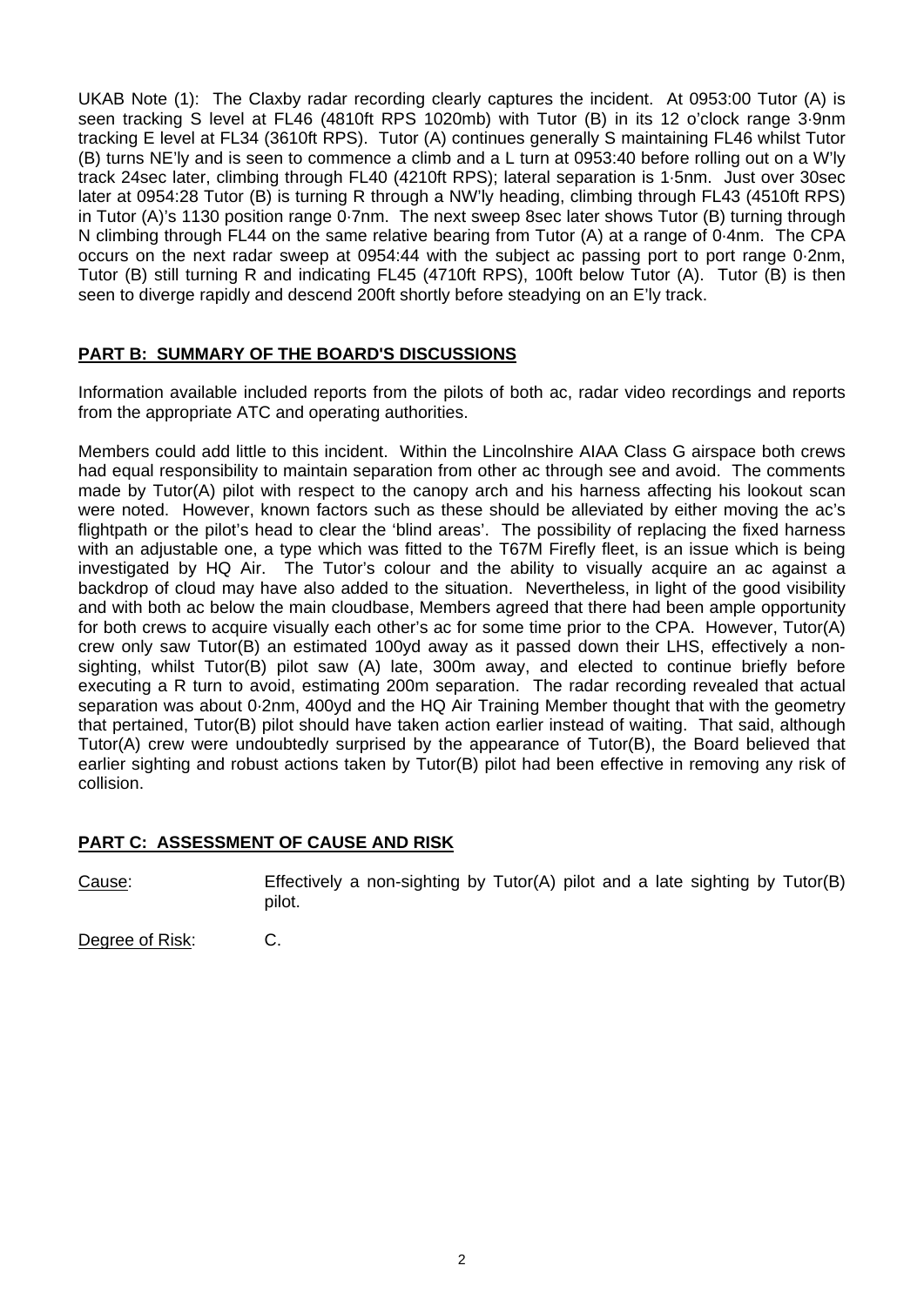UKAB Note (1): The Claxby radar recording clearly captures the incident. At 0953:00 Tutor (A) is seen tracking S level at FL46 (4810ft RPS 1020mb) with Tutor (B) in its 12 o'clock range 3·9nm tracking E level at FL34 (3610ft RPS). Tutor (A) continues generally S maintaining FL46 whilst Tutor (B) turns NE'ly and is seen to commence a climb and a L turn at 0953:40 before rolling out on a W'ly track 24sec later, climbing through FL40 (4210ft RPS); lateral separation is 1·5nm. Just over 30sec later at 0954:28 Tutor (B) is turning R through a NW'ly heading, climbing through FL43 (4510ft RPS) in Tutor (A)'s 1130 position range 0·7nm. The next sweep 8sec later shows Tutor (B) turning through N climbing through FL44 on the same relative bearing from Tutor (A) at a range of 0·4nm. The CPA occurs on the next radar sweep at 0954:44 with the subject ac passing port to port range 0·2nm, Tutor (B) still turning R and indicating FL45 (4710ft RPS), 100ft below Tutor (A). Tutor (B) is then seen to diverge rapidly and descend 200ft shortly before steadying on an E'ly track.

## PART B: SUMMARY OF THE BOARD'S DISCUSSIONS

Information available included reports from the pilots of both ac, radar video recordings and reports from the appropriate ATC and operating authorities.

Members could add little to this incident. Within the Lincolnshire AIAA Class G airspace both crews had equal responsibility to maintain separation from other ac through see and avoid. The comments made by Tutor(A) pilot with respect to the canopy arch and his harness affecting his lookout scan were noted. However, known factors such as these should be alleviated by either moving the ac's flightpath or the pilot's head to clear the 'blind areas'. The possibility of replacing the fixed harness with an adjustable one, a type which was fitted to the T67M Firefly fleet, is an issue which is being investigated by HQ Air. The Tutor's colour and the ability to visually acquire an ac against a backdrop of cloud may have also added to the situation. Nevertheless, in light of the good visibility and with both ac below the main cloudbase, Members agreed that there had been ample opportunity for both crews to acquire visually each other's ac for some time prior to the CPA. However, Tutor(A) crew only saw Tutor(B) an estimated 100yd away as it passed down their LHS, effectively a non-sighting, whilst Tutor(B) pilot saw (A) late, 300m away, and elected to continue briefly before executing a R turn to avoid, estimating 200m separation. The radar recording revealed that actual separation was about 0·2nm, 400yd and the HQ Air Training Member thought that with the geometry that pertained, Tutor(B) pilot should have taken action earlier instead of waiting. That said, although Tutor(A) crew were undoubtedly surprised by the appearance of Tutor(B), the Board believed that earlier sighting and robust actions taken by Tutor(B) pilot had been effective in removing any risk of collision.

## PART C: ASSESSMENT OF CAUSE AND RISK

Cause: Effectively a non-sighting by Tutor(A) pilot and a late sighting by Tutor(B) pilot.

Degree of Risk: C.